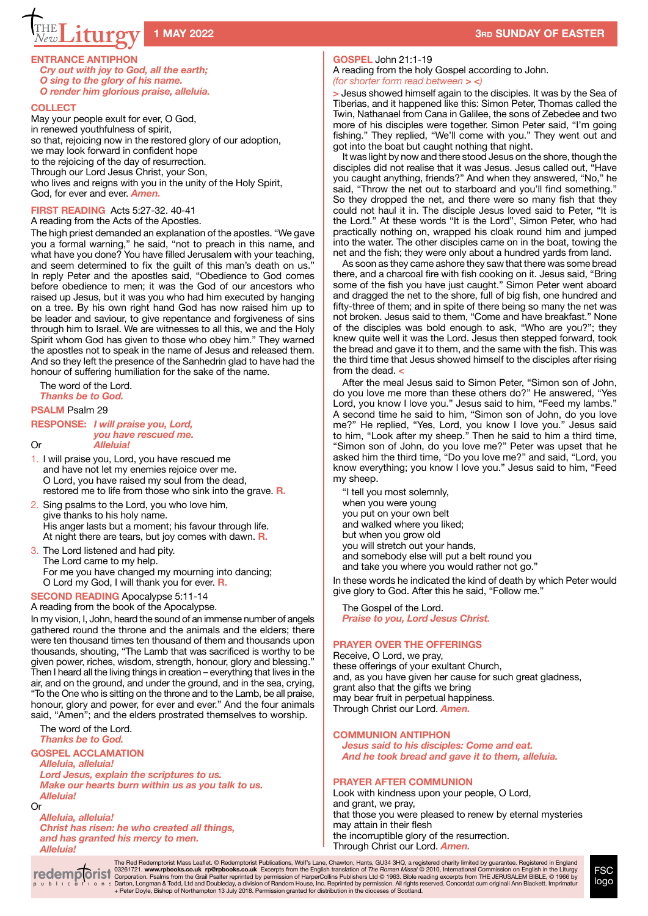# The New Liturgy

**1 MAY 2022** — **3RD SUNDAY OF EASTER**

## ENTRANCE ANTIPHON

***Cry out with joy to God, all the earth;***
***O sing to the glory of his name.***
***O render him glorious praise, alleluia.***

## COLLECT

May your people exult for ever, O God,
in renewed youthfulness of spirit,
so that, rejoicing now in the restored glory of our adoption,
we may look forward in confident hope
to the rejoicing of the day of resurrection.
Through our Lord Jesus Christ, your Son,
who lives and reigns with you in the unity of the Holy Spirit,
God, for ever and ever. ***Amen.***

## FIRST READING Acts 5:27-32. 40-41

A reading from the Acts of the Apostles.

The high priest demanded an explanation of the apostles. "We gave you a formal warning," he said, "not to preach in this name, and what have you done? You have filled Jerusalem with your teaching, and seem determined to fix the guilt of this man's death on us." In reply Peter and the apostles said, "Obedience to God comes before obedience to men; it was the God of our ancestors who raised up Jesus, but it was you who had him executed by hanging on a tree. By his own right hand God has now raised him up to be leader and saviour, to give repentance and forgiveness of sins through him to Israel. We are witnesses to all this, we and the Holy Spirit whom God has given to those who obey him." They warned the apostles not to speak in the name of Jesus and released them. And so they left the presence of the Sanhedrin glad to have had the honour of suffering humiliation for the sake of the name.

The word of the Lord.
***Thanks be to God.***

## PSALM Psalm 29

**RESPONSE:** ***I will praise you, Lord, you have rescued me.***
Or ***Alleluia!***

1. I will praise you, Lord, you have rescued me
and have not let my enemies rejoice over me.
O Lord, you have raised my soul from the dead,
restored me to life from those who sink into the grave. **R.**

2. Sing psalms to the Lord, you who love him,
give thanks to his holy name.
His anger lasts but a moment; his favour through life.
At night there are tears, but joy comes with dawn. **R.**

3. The Lord listened and had pity.
The Lord came to my help.
For me you have changed my mourning into dancing;
O Lord my God, I will thank you for ever. **R.**

## SECOND READING Apocalypse 5:11-14

A reading from the book of the Apocalypse.

In my vision, I, John, heard the sound of an immense number of angels gathered round the throne and the animals and the elders; there were ten thousand times ten thousand of them and thousands upon thousands, shouting, "The Lamb that was sacrificed is worthy to be given power, riches, wisdom, strength, honour, glory and blessing." Then I heard all the living things in creation – everything that lives in the air, and on the ground, and under the ground, and in the sea, crying, "To the One who is sitting on the throne and to the Lamb, be all praise, honour, glory and power, for ever and ever." And the four animals said, "Amen"; and the elders prostrated themselves to worship.

The word of the Lord.
***Thanks be to God.***

## GOSPEL ACCLAMATION

***Alleluia, alleluia!***
***Lord Jesus, explain the scriptures to us.***
***Make our hearts burn within us as you talk to us.***
***Alleluia!***

Or

***Alleluia, alleluia!***
***Christ has risen: he who created all things,***
***and has granted his mercy to men.***
***Alleluia!***

## GOSPEL John 21:1-19

A reading from the holy Gospel according to John.
*(for shorter form read between > <)*

> Jesus showed himself again to the disciples. It was by the Sea of Tiberias, and it happened like this: Simon Peter, Thomas called the Twin, Nathanael from Cana in Galilee, the sons of Zebedee and two more of his disciples were together. Simon Peter said, "I'm going fishing." They replied, "We'll come with you." They went out and got into the boat but caught nothing that night.

It was light by now and there stood Jesus on the shore, though the disciples did not realise that it was Jesus. Jesus called out, "Have you caught anything, friends?" And when they answered, "No," he said, "Throw the net out to starboard and you'll find something." So they dropped the net, and there were so many fish that they could not haul it in. The disciple Jesus loved said to Peter, "It is the Lord." At these words "It is the Lord", Simon Peter, who had practically nothing on, wrapped his cloak round him and jumped into the water. The other disciples came on in the boat, towing the net and the fish; they were only about a hundred yards from land.

As soon as they came ashore they saw that there was some bread there, and a charcoal fire with fish cooking on it. Jesus said, "Bring some of the fish you have just caught." Simon Peter went aboard and dragged the net to the shore, full of big fish, one hundred and fifty-three of them; and in spite of there being so many the net was not broken. Jesus said to them, "Come and have breakfast." None of the disciples was bold enough to ask, "Who are you?"; they knew quite well it was the Lord. Jesus then stepped forward, took the bread and gave it to them, and the same with the fish. This was the third time that Jesus showed himself to the disciples after rising from the dead. <

After the meal Jesus said to Simon Peter, "Simon son of John, do you love me more than these others do?" He answered, "Yes Lord, you know I love you." Jesus said to him, "Feed my lambs." A second time he said to him, "Simon son of John, do you love me?" He replied, "Yes, Lord, you know I love you." Jesus said to him, "Look after my sheep." Then he said to him a third time, "Simon son of John, do you love me?" Peter was upset that he asked him the third time, "Do you love me?" and said, "Lord, you know everything; you know I love you." Jesus said to him, "Feed my sheep.

"I tell you most solemnly,
when you were young
you put on your own belt
and walked where you liked;
but when you grow old
you will stretch out your hands,
and somebody else will put a belt round you
and take you where you would rather not go."

In these words he indicated the kind of death by which Peter would give glory to God. After this he said, "Follow me."

The Gospel of the Lord.
***Praise to you, Lord Jesus Christ.***

## PRAYER OVER THE OFFERINGS

Receive, O Lord, we pray,
these offerings of your exultant Church,
and, as you have given her cause for such great gladness,
grant also that the gifts we bring
may bear fruit in perpetual happiness.
Through Christ our Lord. ***Amen.***

## COMMUNION ANTIPHON

***Jesus said to his disciples: Come and eat.***
***And he took bread and gave it to them, alleluia.***

## PRAYER AFTER COMMUNION

Look with kindness upon your people, O Lord,
and grant, we pray,
that those you were pleased to renew by eternal mysteries
may attain in their flesh
the incorruptible glory of the resurrection.
Through Christ our Lord. ***Amen.***

redemptorist publications

The Red Redemptorist Mass Leaflet. © Redemptorist Publications, Wolf's Lane, Chawton, Hants, GU34 3HQ, a registered charity limited by guarantee. Registered in England 03261721. **www.rpbooks.co.uk rp@rpbooks.co.uk** Excerpts from the English translation of *The Roman Missal* © 2010, International Commission on English in the Liturgy Corporation. Psalms from the Grail Psalter reprinted by permission of HarperCollins Publishers Ltd © 1963. Bible reading excerpts from THE JERUSALEM BIBLE, © 1966 by Darton, Longman & Todd, Ltd and Doubleday, a division of Random House, Inc. Reprinted by permission. All rights reserved. Concordat cum originali Ann Blackett. Imprimatur + Peter Doyle, Bishop of Northampton 13 July 2018. Permission granted for distribution in the dioceses of Scotland.

FSC logo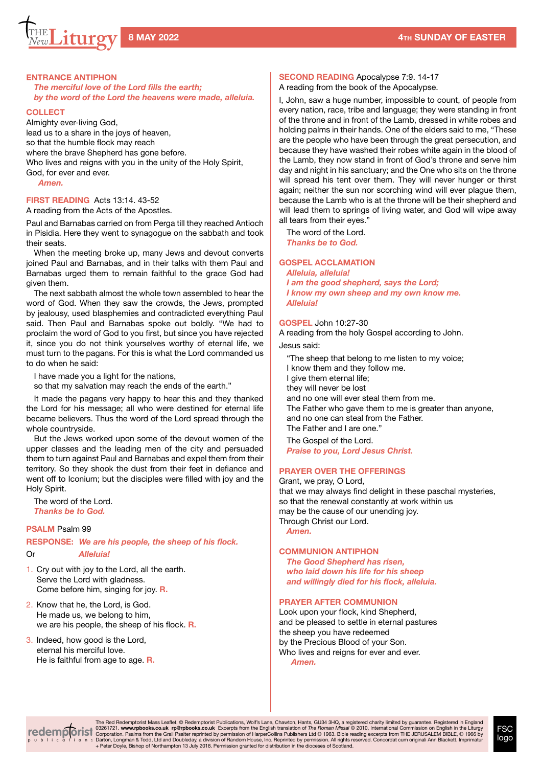# The New Liturgy — 8 MAY 2022 — 4TH SUNDAY OF EASTER

## ENTRANCE ANTIPHON

*The merciful love of the Lord fills the earth;*
*by the word of the Lord the heavens were made, alleluia.*

## COLLECT

Almighty ever-living God,
lead us to a share in the joys of heaven,
so that the humble flock may reach
where the brave Shepherd has gone before.
Who lives and reigns with you in the unity of the Holy Spirit,
God, for ever and ever.
*Amen.*

## FIRST READING Acts 13:14. 43-52

A reading from the Acts of the Apostles.

Paul and Barnabas carried on from Perga till they reached Antioch in Pisidia. Here they went to synagogue on the sabbath and took their seats.

When the meeting broke up, many Jews and devout converts joined Paul and Barnabas, and in their talks with them Paul and Barnabas urged them to remain faithful to the grace God had given them.

The next sabbath almost the whole town assembled to hear the word of God. When they saw the crowds, the Jews, prompted by jealousy, used blasphemies and contradicted everything Paul said. Then Paul and Barnabas spoke out boldly. "We had to proclaim the word of God to you first, but since you have rejected it, since you do not think yourselves worthy of eternal life, we must turn to the pagans. For this is what the Lord commanded us to do when he said:

I have made you a light for the nations,
so that my salvation may reach the ends of the earth."

It made the pagans very happy to hear this and they thanked the Lord for his message; all who were destined for eternal life became believers. Thus the word of the Lord spread through the whole countryside.

But the Jews worked upon some of the devout women of the upper classes and the leading men of the city and persuaded them to turn against Paul and Barnabas and expel them from their territory. So they shook the dust from their feet in defiance and went off to Iconium; but the disciples were filled with joy and the Holy Spirit.

The word of the Lord.
*Thanks be to God.*

## PSALM Psalm 99

**RESPONSE:** *We are his people, the sheep of his flock.*
Or *Alleluia!*

1. Cry out with joy to the Lord, all the earth.
   Serve the Lord with gladness.
   Come before him, singing for joy. **R.**
2. Know that he, the Lord, is God.
   He made us, we belong to him,
   we are his people, the sheep of his flock. **R.**
3. Indeed, how good is the Lord,
   eternal his merciful love.
   He is faithful from age to age. **R.**

## SECOND READING Apocalypse 7:9. 14-17

A reading from the book of the Apocalypse.

I, John, saw a huge number, impossible to count, of people from every nation, race, tribe and language; they were standing in front of the throne and in front of the Lamb, dressed in white robes and holding palms in their hands. One of the elders said to me, "These are the people who have been through the great persecution, and because they have washed their robes white again in the blood of the Lamb, they now stand in front of God's throne and serve him day and night in his sanctuary; and the One who sits on the throne will spread his tent over them. They will never hunger or thirst again; neither the sun nor scorching wind will ever plague them, because the Lamb who is at the throne will be their shepherd and will lead them to springs of living water, and God will wipe away all tears from their eyes."

The word of the Lord.
*Thanks be to God.*

## GOSPEL ACCLAMATION

*Alleluia, alleluia!*
*I am the good shepherd, says the Lord;*
*I know my own sheep and my own know me.*
*Alleluia!*

## GOSPEL John 10:27-30

A reading from the holy Gospel according to John.

Jesus said:

"The sheep that belong to me listen to my voice;
I know them and they follow me.
I give them eternal life;
they will never be lost
and no one will ever steal them from me.
The Father who gave them to me is greater than anyone,
and no one can steal from the Father.
The Father and I are one."

The Gospel of the Lord.
*Praise to you, Lord Jesus Christ.*

## PRAYER OVER THE OFFERINGS

Grant, we pray, O Lord,
that we may always find delight in these paschal mysteries,
so that the renewal constantly at work within us
may be the cause of our unending joy.
Through Christ our Lord.
*Amen.*

## COMMUNION ANTIPHON

*The Good Shepherd has risen,*
*who laid down his life for his sheep*
*and willingly died for his flock, alleluia.*

## PRAYER AFTER COMMUNION

Look upon your flock, kind Shepherd,
and be pleased to settle in eternal pastures
the sheep you have redeemed
by the Precious Blood of your Son.
Who lives and reigns for ever and ever.
*Amen.*

The Red Redemptorist Mass Leaflet. © Redemptorist Publications, Wolf's Lane, Chawton, Hants, GU34 3HQ, a registered charity limited by guarantee. Registered in England 03261721. **www.rpbooks.co.uk rp@rpbooks.co.uk** Excerpts from the English translation of *The Roman Missal* © 2010, International Commission on English in the Liturgy Corporation. Psalms from the Grail Psalter reprinted by permission of HarperCollins Publishers Ltd © 1963. Bible reading excerpts from THE JERUSALEM BIBLE, © 1966 by Darton, Longman & Todd, Ltd and Doubleday, a division of Random House, Inc. Reprinted by permission. All rights reserved. Concordat cum originali Ann Blackett. Imprimatur + Peter Doyle, Bishop of Northampton 13 July 2018. Permission granted for distribution in the dioceses of Scotland.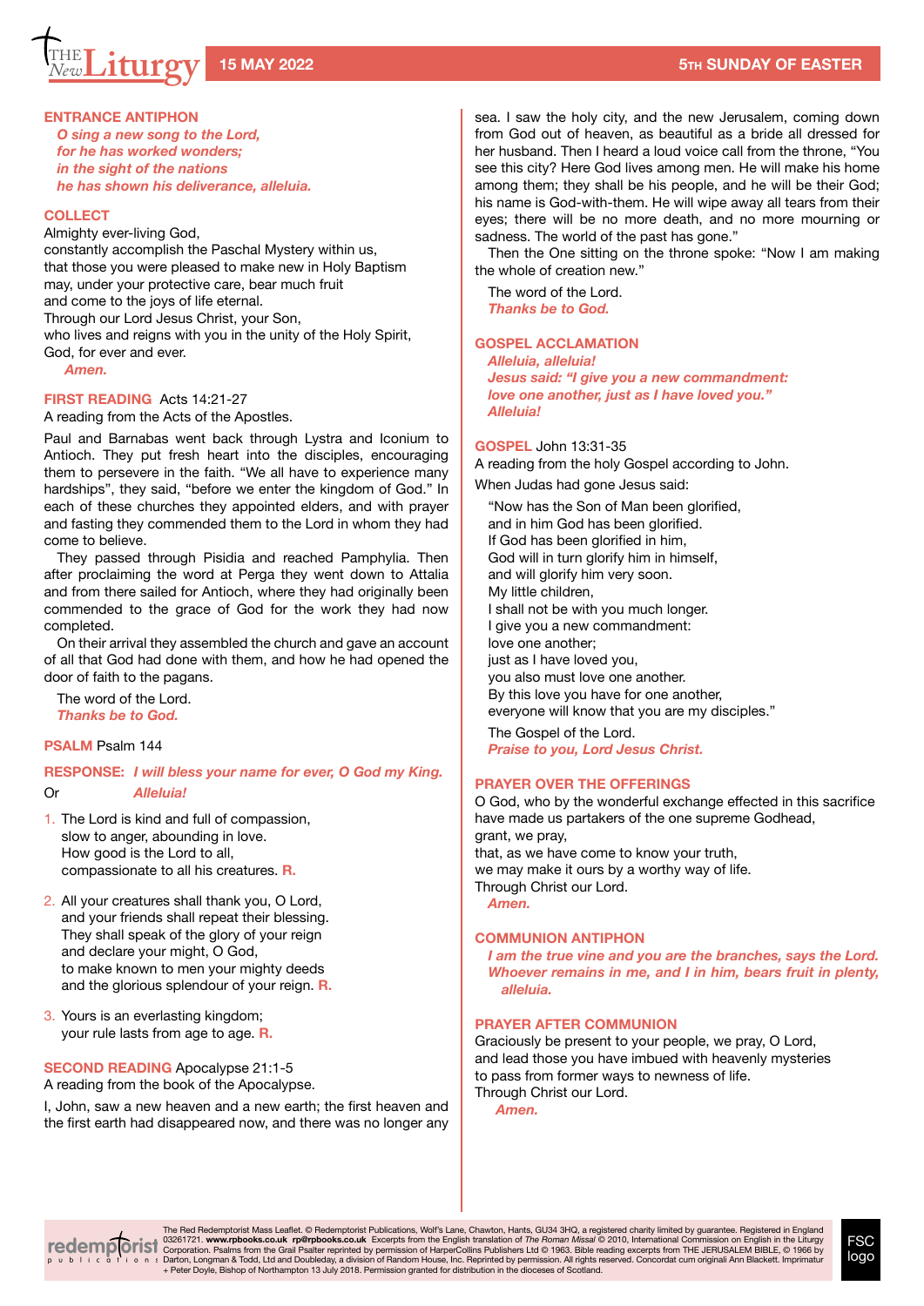15 MAY 2022 — 5TH SUNDAY OF EASTER

## ENTRANCE ANTIPHON

*O sing a new song to the Lord,*
*for he has worked wonders;*
*in the sight of the nations*
*he has shown his deliverance, alleluia.*

## COLLECT

Almighty ever-living God,
constantly accomplish the Paschal Mystery within us,
that those you were pleased to make new in Holy Baptism
may, under your protective care, bear much fruit
and come to the joys of life eternal.
Through our Lord Jesus Christ, your Son,
who lives and reigns with you in the unity of the Holy Spirit,
God, for ever and ever.
*Amen.*

## FIRST READING Acts 14:21-27

A reading from the Acts of the Apostles.

Paul and Barnabas went back through Lystra and Iconium to Antioch. They put fresh heart into the disciples, encouraging them to persevere in the faith. "We all have to experience many hardships", they said, "before we enter the kingdom of God." In each of these churches they appointed elders, and with prayer and fasting they commended them to the Lord in whom they had come to believe.

They passed through Pisidia and reached Pamphylia. Then after proclaiming the word at Perga they went down to Attalia and from there sailed for Antioch, where they had originally been commended to the grace of God for the work they had now completed.

On their arrival they assembled the church and gave an account of all that God had done with them, and how he had opened the door of faith to the pagans.

The word of the Lord.
*Thanks be to God.*

## PSALM Psalm 144

**RESPONSE:** ***I will bless your name for ever, O God my King.***
Or ***Alleluia!***

1. The Lord is kind and full of compassion,
slow to anger, abounding in love.
How good is the Lord to all,
compassionate to all his creatures. **R.**

2. All your creatures shall thank you, O Lord,
and your friends shall repeat their blessing.
They shall speak of the glory of your reign
and declare your might, O God,
to make known to men your mighty deeds
and the glorious splendour of your reign. **R.**

3. Yours is an everlasting kingdom;
your rule lasts from age to age. **R.**

## SECOND READING Apocalypse 21:1-5

A reading from the book of the Apocalypse.

I, John, saw a new heaven and a new earth; the first heaven and the first earth had disappeared now, and there was no longer any sea. I saw the holy city, and the new Jerusalem, coming down from God out of heaven, as beautiful as a bride all dressed for her husband. Then I heard a loud voice call from the throne, "You see this city? Here God lives among men. He will make his home among them; they shall be his people, and he will be their God; his name is God-with-them. He will wipe away all tears from their eyes; there will be no more death, and no more mourning or sadness. The world of the past has gone."

Then the One sitting on the throne spoke: "Now I am making the whole of creation new."

The word of the Lord.
*Thanks be to God.*

## GOSPEL ACCLAMATION

*Alleluia, alleluia!*
*Jesus said: "I give you a new commandment:*
*love one another, just as I have loved you."*
*Alleluia!*

## GOSPEL John 13:31-35

A reading from the holy Gospel according to John.

When Judas had gone Jesus said:

"Now has the Son of Man been glorified,
and in him God has been glorified.
If God has been glorified in him,
God will in turn glorify him in himself,
and will glorify him very soon.
My little children,
I shall not be with you much longer.
I give you a new commandment:
love one another;
just as I have loved you,
you also must love one another.
By this love you have for one another,
everyone will know that you are my disciples."

The Gospel of the Lord.
*Praise to you, Lord Jesus Christ.*

## PRAYER OVER THE OFFERINGS

O God, who by the wonderful exchange effected in this sacrifice
have made us partakers of the one supreme Godhead,
grant, we pray,
that, as we have come to know your truth,
we may make it ours by a worthy way of life.
Through Christ our Lord.
*Amen.*

## COMMUNION ANTIPHON

*I am the true vine and you are the branches, says the Lord.*
*Whoever remains in me, and I in him, bears fruit in plenty,*
*alleluia.*

## PRAYER AFTER COMMUNION

Graciously be present to your people, we pray, O Lord,
and lead those you have imbued with heavenly mysteries
to pass from former ways to newness of life.
Through Christ our Lord.
*Amen.*

The Red Redemptorist Mass Leaflet. © Redemptorist Publications, Wolf's Lane, Chawton, Hants, GU34 3HQ, a registered charity limited by guarantee. Registered in England 03261721. **www.rpbooks.co.uk rp@rpbooks.co.uk** Excerpts from the English translation of *The Roman Missal* © 2010, International Commission on English in the Liturgy Corporation. Psalms from the Grail Psalter reprinted by permission of HarperCollins Publishers Ltd © 1963. Bible reading excerpts from THE JERUSALEM BIBLE, © 1966 by Darton, Longman & Todd, Ltd and Doubleday, a division of Random House, Inc. Reprinted by permission. All rights reserved. Concordat cum originali Ann Blackett. Imprimatur + Peter Doyle, Bishop of Northampton 13 July 2018. Permission granted for distribution in the dioceses of Scotland.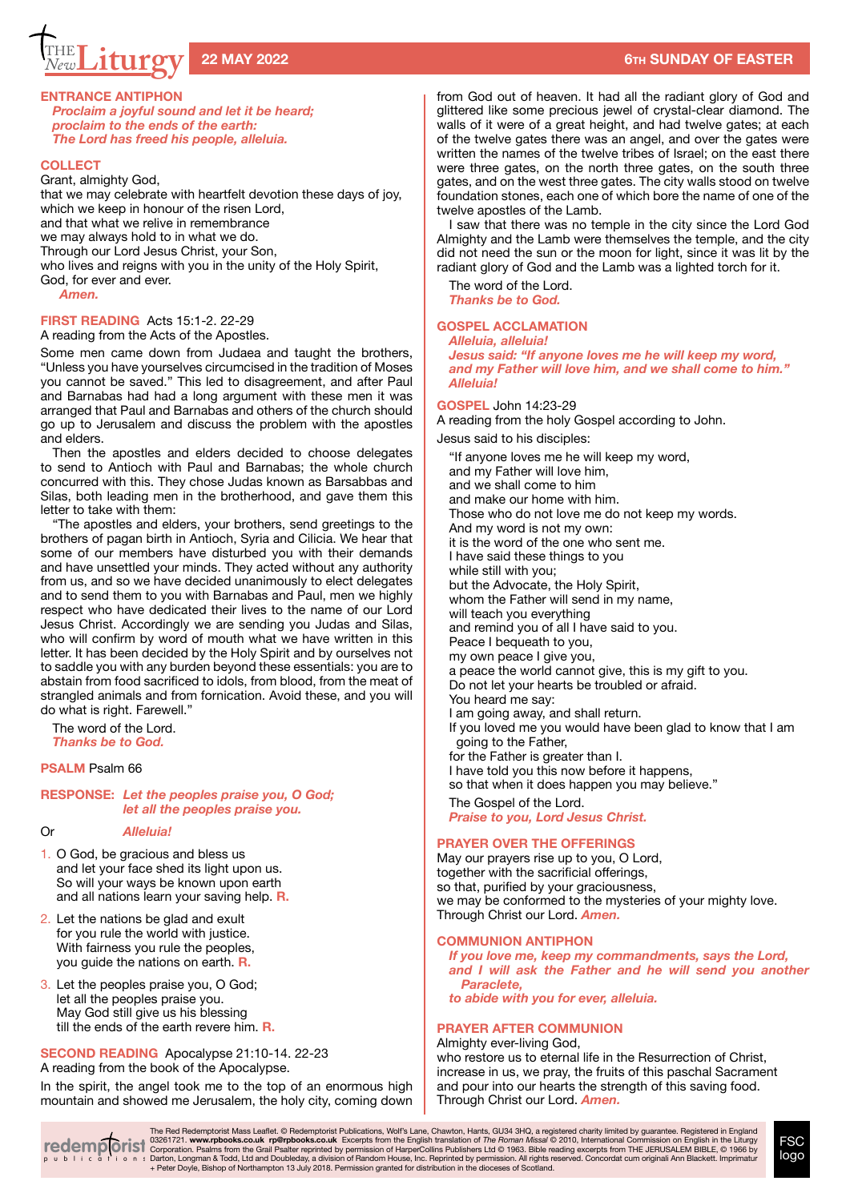# THE New Liturgy — 22 MAY 2022 — 6TH SUNDAY OF EASTER

## ENTRANCE ANTIPHON

*Proclaim a joyful sound and let it be heard;*
*proclaim to the ends of the earth:*
*The Lord has freed his people, alleluia.*

## COLLECT

Grant, almighty God,
that we may celebrate with heartfelt devotion these days of joy,
which we keep in honour of the risen Lord,
and that what we relive in remembrance
we may always hold to in what we do.
Through our Lord Jesus Christ, your Son,
who lives and reigns with you in the unity of the Holy Spirit,
God, for ever and ever.
*Amen.*

## FIRST READING Acts 15:1-2. 22-29

A reading from the Acts of the Apostles.

Some men came down from Judaea and taught the brothers, "Unless you have yourselves circumcised in the tradition of Moses you cannot be saved." This led to disagreement, and after Paul and Barnabas had had a long argument with these men it was arranged that Paul and Barnabas and others of the church should go up to Jerusalem and discuss the problem with the apostles and elders.

Then the apostles and elders decided to choose delegates to send to Antioch with Paul and Barnabas; the whole church concurred with this. They chose Judas known as Barsabbas and Silas, both leading men in the brotherhood, and gave them this letter to take with them:

"The apostles and elders, your brothers, send greetings to the brothers of pagan birth in Antioch, Syria and Cilicia. We hear that some of our members have disturbed you with their demands and have unsettled your minds. They acted without any authority from us, and so we have decided unanimously to elect delegates and to send them to you with Barnabas and Paul, men we highly respect who have dedicated their lives to the name of our Lord Jesus Christ. Accordingly we are sending you Judas and Silas, who will confirm by word of mouth what we have written in this letter. It has been decided by the Holy Spirit and by ourselves not to saddle you with any burden beyond these essentials: you are to abstain from food sacrificed to idols, from blood, from the meat of strangled animals and from fornication. Avoid these, and you will do what is right. Farewell."

The word of the Lord.
*Thanks be to God.*

## PSALM Psalm 66

**RESPONSE:** *Let the peoples praise you, O God;*
*let all the peoples praise you.*

Or *Alleluia!*

1. O God, be gracious and bless us
and let your face shed its light upon us.
So will your ways be known upon earth
and all nations learn your saving help. **R.**

2. Let the nations be glad and exult
for you rule the world with justice.
With fairness you rule the peoples,
you guide the nations on earth. **R.**

3. Let the peoples praise you, O God;
let all the peoples praise you.
May God still give us his blessing
till the ends of the earth revere him. **R.**

## SECOND READING Apocalypse 21:10-14. 22-23

A reading from the book of the Apocalypse.

In the spirit, the angel took me to the top of an enormous high mountain and showed me Jerusalem, the holy city, coming down from God out of heaven. It had all the radiant glory of God and glittered like some precious jewel of crystal-clear diamond. The walls of it were of a great height, and had twelve gates; at each of the twelve gates there was an angel, and over the gates were written the names of the twelve tribes of Israel; on the east there were three gates, on the north three gates, on the south three gates, and on the west three gates. The city walls stood on twelve foundation stones, each one of which bore the name of one of the twelve apostles of the Lamb.

I saw that there was no temple in the city since the Lord God Almighty and the Lamb were themselves the temple, and the city did not need the sun or the moon for light, since it was lit by the radiant glory of God and the Lamb was a lighted torch for it.

The word of the Lord.
*Thanks be to God.*

## GOSPEL ACCLAMATION

*Alleluia, alleluia!*
*Jesus said: "If anyone loves me he will keep my word,*
*and my Father will love him, and we shall come to him."*
*Alleluia!*

## GOSPEL John 14:23-29

A reading from the holy Gospel according to John.

Jesus said to his disciples:

"If anyone loves me he will keep my word,
and my Father will love him,
and we shall come to him
and make our home with him.
Those who do not love me do not keep my words.
And my word is not my own:
it is the word of the one who sent me.
I have said these things to you
while still with you;
but the Advocate, the Holy Spirit,
whom the Father will send in my name,
will teach you everything
and remind you of all I have said to you.
Peace I bequeath to you,
my own peace I give you,
a peace the world cannot give, this is my gift to you.
Do not let your hearts be troubled or afraid.
You heard me say:
I am going away, and shall return.
If you loved me you would have been glad to know that I am going to the Father,
for the Father is greater than I.
I have told you this now before it happens,
so that when it does happen you may believe."

The Gospel of the Lord.
*Praise to you, Lord Jesus Christ.*

## PRAYER OVER THE OFFERINGS

May our prayers rise up to you, O Lord,
together with the sacrificial offerings,
so that, purified by your graciousness,
we may be conformed to the mysteries of your mighty love.
Through Christ our Lord. *Amen.*

## COMMUNION ANTIPHON

*If you love me, keep my commandments, says the Lord,*
*and I will ask the Father and he will send you another Paraclete,*
*to abide with you for ever, alleluia.*

## PRAYER AFTER COMMUNION

Almighty ever-living God,
who restore us to eternal life in the Resurrection of Christ,
increase in us, we pray, the fruits of this paschal Sacrament
and pour into our hearts the strength of this saving food.
Through Christ our Lord. *Amen.*

---

redemptorist publications

The Red Redemptorist Mass Leaflet. © Redemptorist Publications, Wolf's Lane, Chawton, Hants, GU34 3HQ, a registered charity limited by guarantee. Registered in England 03261721. **www.rpbooks.co.uk rp@rpbooks.co.uk** Excerpts from the English translation of *The Roman Missal* © 2010, International Commission on English in the Liturgy Corporation. Psalms from the Grail Psalter reprinted by permission of HarperCollins Publishers Ltd © 1963. Bible reading excerpts from THE JERUSALEM BIBLE, © 1966 by Darton, Longman & Todd, Ltd and Doubleday, a division of Random House, Inc. Reprinted by permission. All rights reserved. Concordat cum originali Ann Blackett. Imprimatur + Peter Doyle, Bishop of Northampton 13 July 2018. Permission granted for distribution in the dioceses of Scotland.

FSC logo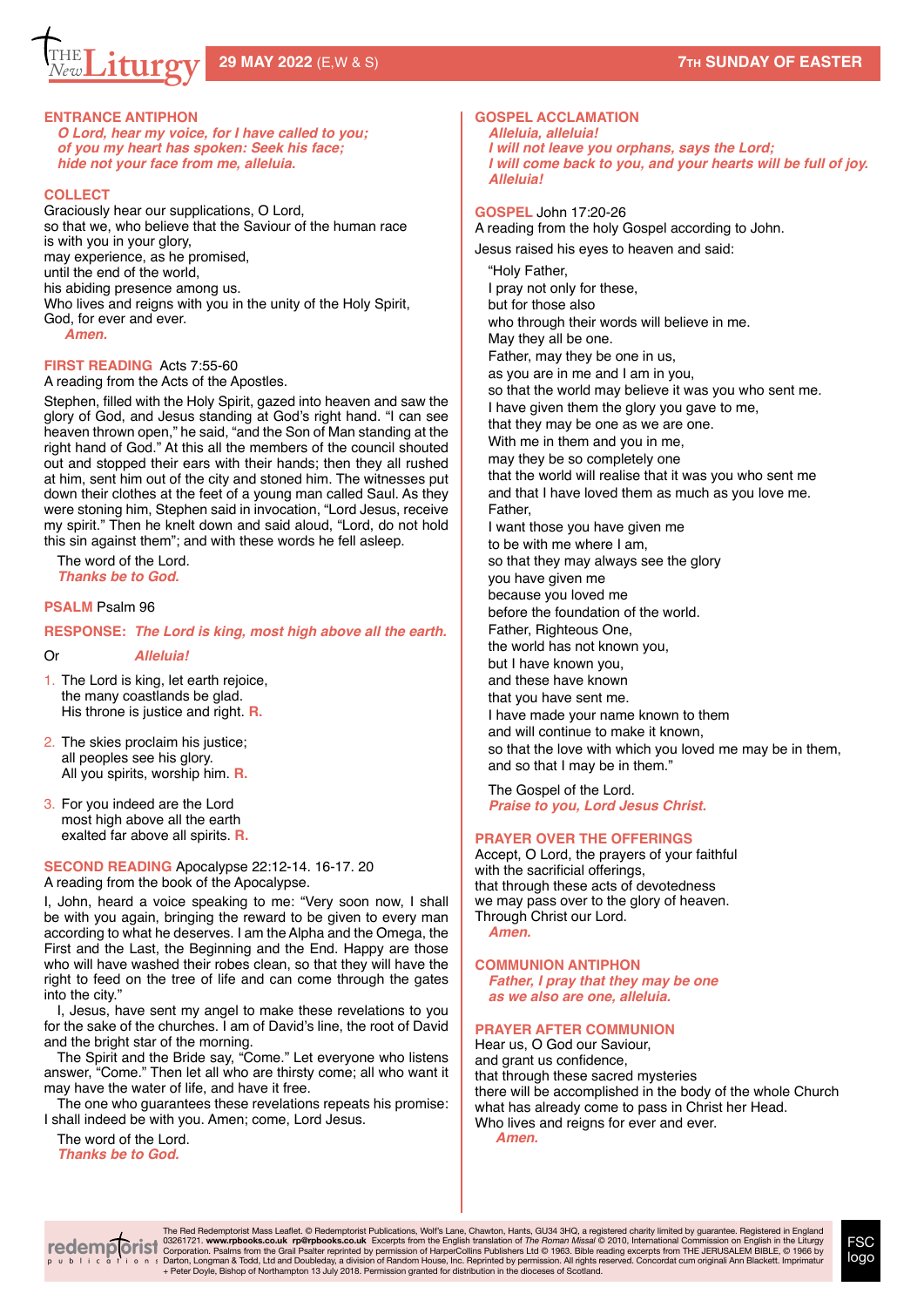# THE New Liturgy

**29 MAY 2022** (E,W & S) **7TH SUNDAY OF EASTER**

## ENTRANCE ANTIPHON

***O Lord, hear my voice, for I have called to you;***
***of you my heart has spoken: Seek his face;***
***hide not your face from me, alleluia.***

## COLLECT

Graciously hear our supplications, O Lord,
so that we, who believe that the Saviour of the human race
is with you in your glory,
may experience, as he promised,
until the end of the world,
his abiding presence among us.
Who lives and reigns with you in the unity of the Holy Spirit,
God, for ever and ever.
***Amen.***

## FIRST READING Acts 7:55-60

A reading from the Acts of the Apostles.

Stephen, filled with the Holy Spirit, gazed into heaven and saw the glory of God, and Jesus standing at God's right hand. "I can see heaven thrown open," he said, "and the Son of Man standing at the right hand of God." At this all the members of the council shouted out and stopped their ears with their hands; then they all rushed at him, sent him out of the city and stoned him. The witnesses put down their clothes at the feet of a young man called Saul. As they were stoning him, Stephen said in invocation, "Lord Jesus, receive my spirit." Then he knelt down and said aloud, "Lord, do not hold this sin against them"; and with these words he fell asleep.

The word of the Lord.
***Thanks be to God.***

## PSALM Psalm 96

**RESPONSE:** ***The Lord is king, most high above all the earth.***

Or ***Alleluia!***

1. The Lord is king, let earth rejoice,
   the many coastlands be glad.
   His throne is justice and right. **R.**

2. The skies proclaim his justice;
   all peoples see his glory.
   All you spirits, worship him. **R.**

3. For you indeed are the Lord
   most high above all the earth
   exalted far above all spirits. **R.**

## SECOND READING Apocalypse 22:12-14. 16-17. 20

A reading from the book of the Apocalypse.

I, John, heard a voice speaking to me: "Very soon now, I shall be with you again, bringing the reward to be given to every man according to what he deserves. I am the Alpha and the Omega, the First and the Last, the Beginning and the End. Happy are those who will have washed their robes clean, so that they will have the right to feed on the tree of life and can come through the gates into the city."

I, Jesus, have sent my angel to make these revelations to you for the sake of the churches. I am of David's line, the root of David and the bright star of the morning.

The Spirit and the Bride say, "Come." Let everyone who listens answer, "Come." Then let all who are thirsty come; all who want it may have the water of life, and have it free.

The one who guarantees these revelations repeats his promise: I shall indeed be with you. Amen; come, Lord Jesus.

The word of the Lord.
***Thanks be to God.***

## GOSPEL ACCLAMATION

***Alleluia, alleluia!***
***I will not leave you orphans, says the Lord;***
***I will come back to you, and your hearts will be full of joy.***
***Alleluia!***

## GOSPEL John 17:20-26

A reading from the holy Gospel according to John.

Jesus raised his eyes to heaven and said:

"Holy Father,
I pray not only for these,
but for those also
who through their words will believe in me.
May they all be one.
Father, may they be one in us,
as you are in me and I am in you,
so that the world may believe it was you who sent me.
I have given them the glory you gave to me,
that they may be one as we are one.
With me in them and you in me,
may they be so completely one
that the world will realise that it was you who sent me
and that I have loved them as much as you love me.
Father,
I want those you have given me
to be with me where I am,
so that they may always see the glory
you have given me
because you loved me
before the foundation of the world.
Father, Righteous One,
the world has not known you,
but I have known you,
and these have known
that you have sent me.
I have made your name known to them
and will continue to make it known,
so that the love with which you loved me may be in them,
and so that I may be in them."

The Gospel of the Lord.
***Praise to you, Lord Jesus Christ.***

## PRAYER OVER THE OFFERINGS

Accept, O Lord, the prayers of your faithful
with the sacrificial offerings,
that through these acts of devotedness
we may pass over to the glory of heaven.
Through Christ our Lord.
***Amen.***

## COMMUNION ANTIPHON

***Father, I pray that they may be one***
***as we also are one, alleluia.***

## PRAYER AFTER COMMUNION

Hear us, O God our Saviour,
and grant us confidence,
that through these sacred mysteries
there will be accomplished in the body of the whole Church
what has already come to pass in Christ her Head.
Who lives and reigns for ever and ever.
***Amen.***

---

redemptorist publications

The Red Redemptorist Mass Leaflet. © Redemptorist Publications, Wolf's Lane, Chawton, Hants, GU34 3HQ, a registered charity limited by guarantee. Registered in England 03261721. **www.rpbooks.co.uk rp@rpbooks.co.uk** Excerpts from the English translation of *The Roman Missal* © 2010, International Commission on English in the Liturgy Corporation. Psalms from the Grail Psalter reprinted by permission of HarperCollins Publishers Ltd © 1963. Bible reading excerpts from THE JERUSALEM BIBLE, © 1966 by Darton, Longman & Todd, Ltd and Doubleday, a division of Random House, Inc. Reprinted by permission. All rights reserved. Concordat cum originali Ann Blackett. Imprimatur + Peter Doyle, Bishop of Northampton 13 July 2018. Permission granted for distribution in the dioceses of Scotland.

FSC logo